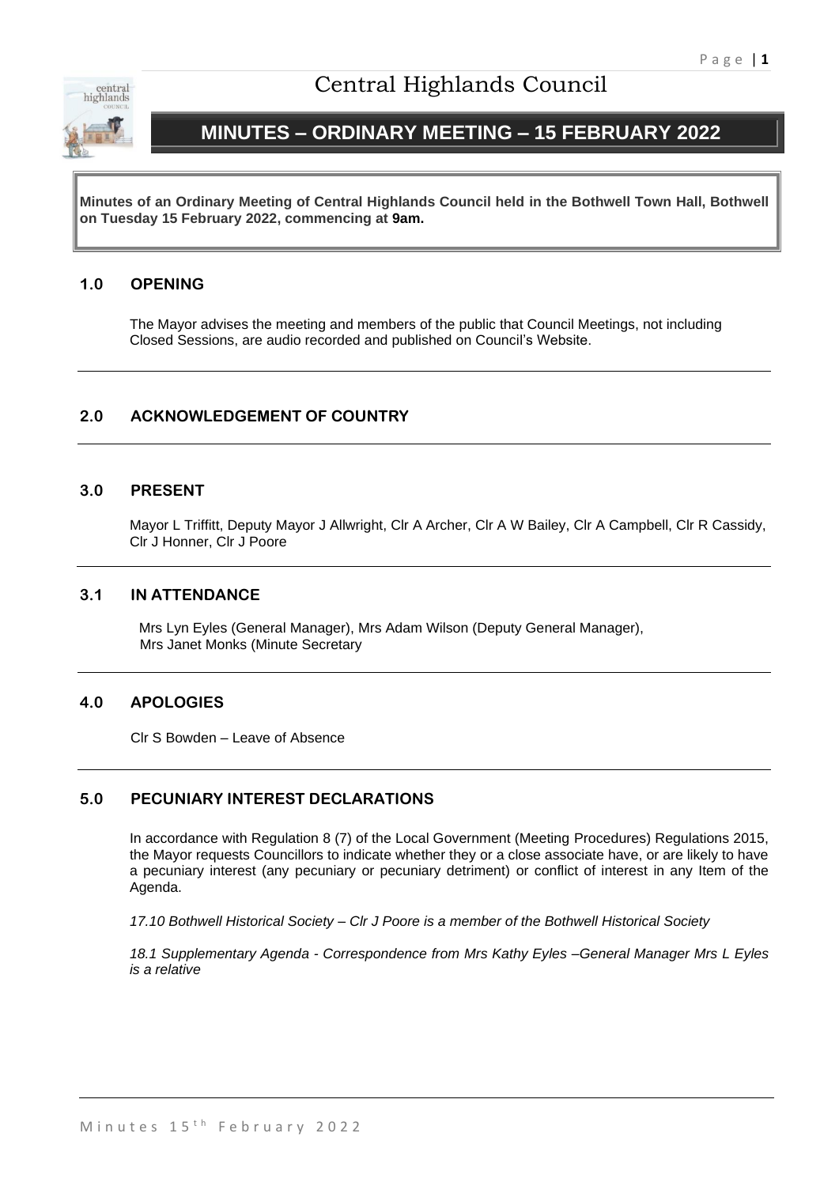# Central Highlands Council

## MINUTES – ORDINARY MEETING – 15 FEBRUARY 2022

**Minutes of an Ordinary Meeting of Central Highlands Council held in the Bothwell Town Hall, Bothwell on Tuesday 15 February 2022, commencing at 9am.**

### 1.0 OPENING

The Mayor advises the meeting and members of the public that Council Meetings, not including Closed Sessions, are audio recorded and published on Council's Website.

### 2.0 ACKNOWLEDGEMENT OF COUNTRY

### 3.0 PRESENT

Mayor L Triffitt, Deputy Mayor J Allwright, Clr A Archer, Clr A W Bailey, Clr A Campbell, Clr R Cassidy, Clr J Honner, Clr J Poore

### 3.1 IN ATTENDANCE

Mrs Lyn Eyles (General Manager), Mrs Adam Wilson (Deputy General Manager), Mrs Janet Monks (Minute Secretary

### 4.0 APOLOGIES

Clr S Bowden – Leave of Absence

### 5.0 PECUNIARY INTEREST DECLARATIONS

In accordance with Regulation 8 (7) of the Local Government (Meeting Procedures) Regulations 2015, the Mayor requests Councillors to indicate whether they or a close associate have, or are likely to have a pecuniary interest (any pecuniary or pecuniary detriment) or conflict of interest in any Item of the Agenda.

*17.10 Bothwell Historical Society – Clr J Poore is a member of the Bothwell Historical Society*

*18.1 Supplementary Agenda - Correspondence from Mrs Kathy Eyles –General Manager Mrs L Eyles is a relative*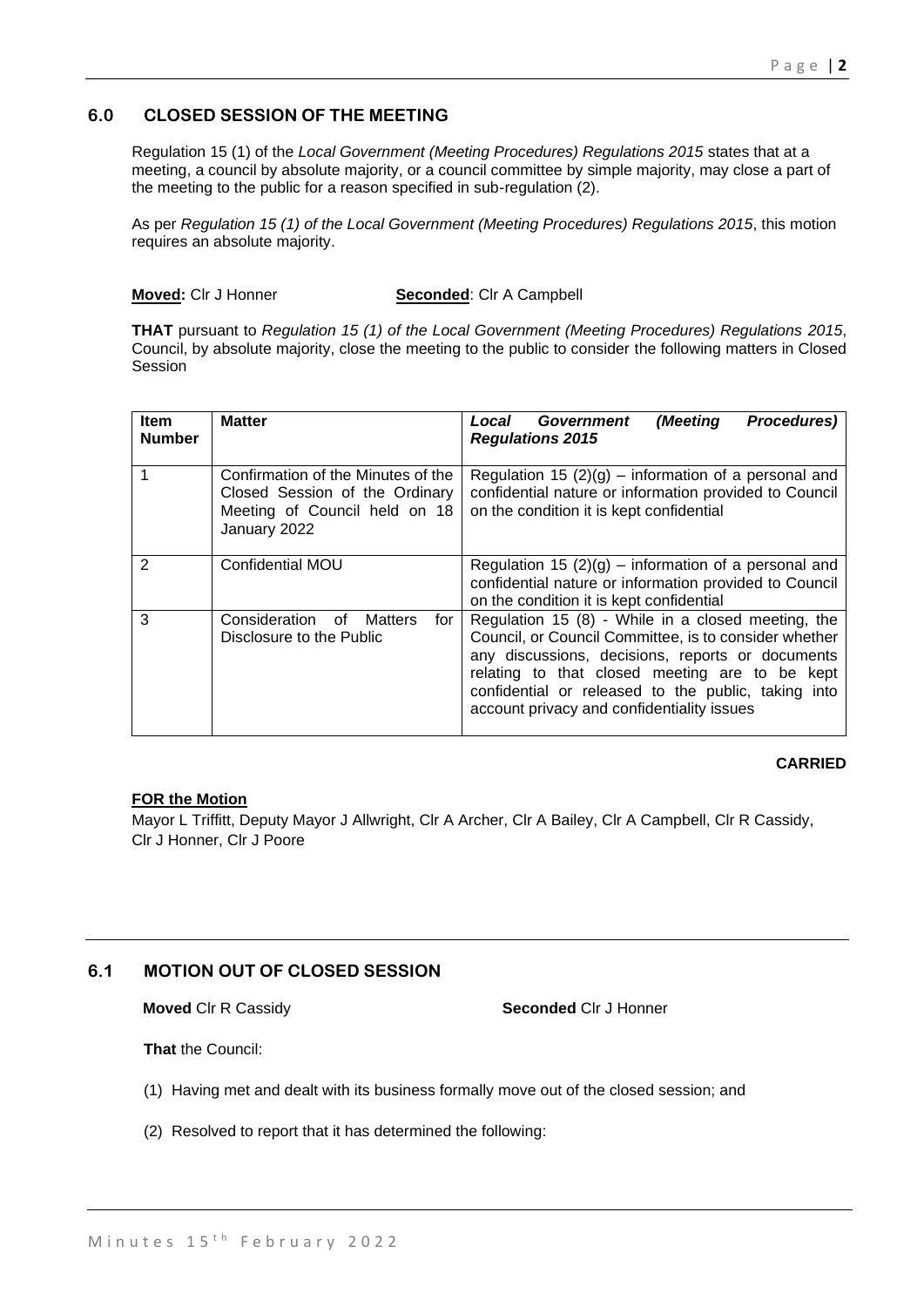## 6.0 CLOSED SESSION OF THE MEETING

Regulation 15 (1) of the *Local Government (Meeting Procedures) Regulations 2015* states that at a meeting, a council by absolute majority, or a council committee by simple majority, may close a part of the meeting to the public for a reason specified in sub-regulation (2).

As per *Regulation 15 (1) of the Local Government (Meeting Procedures) Regulations 2015*, this motion requires an absolute majority.

**Moved:** Clr J Honner **Seconded**: Clr A Campbell

**THAT** pursuant to *Regulation 15 (1) of the Local Government (Meeting Procedures) Regulations 2015*, Council, by absolute majority, close the meeting to the public to consider the following matters in Closed Session

| Item Number | Matter | *Local Government (Meeting Procedures) Regulations 2015* |
|---|---|---|
| 1 | Confirmation of the Minutes of the Closed Session of the Ordinary Meeting of Council held on 18 January 2022 | Regulation 15 (2)(g) – information of a personal and confidential nature or information provided to Council on the condition it is kept confidential |
| 2 | Confidential MOU | Regulation 15 (2)(g) – information of a personal and confidential nature or information provided to Council on the condition it is kept confidential |
| 3 | Consideration of Matters for Disclosure to the Public | Regulation 15 (8) - While in a closed meeting, the Council, or Council Committee, is to consider whether any discussions, decisions, reports or documents relating to that closed meeting are to be kept confidential or released to the public, taking into account privacy and confidentiality issues |

**CARRIED**

**FOR the Motion**

Mayor L Triffitt, Deputy Mayor J Allwright, Clr A Archer, Clr A Bailey, Clr A Campbell, Clr R Cassidy, Clr J Honner, Clr J Poore

## 6.1 MOTION OUT OF CLOSED SESSION

**Moved** Clr R Cassidy **Seconded** Clr J Honner

**That** the Council:

(1) Having met and dealt with its business formally move out of the closed session; and

(2) Resolved to report that it has determined the following: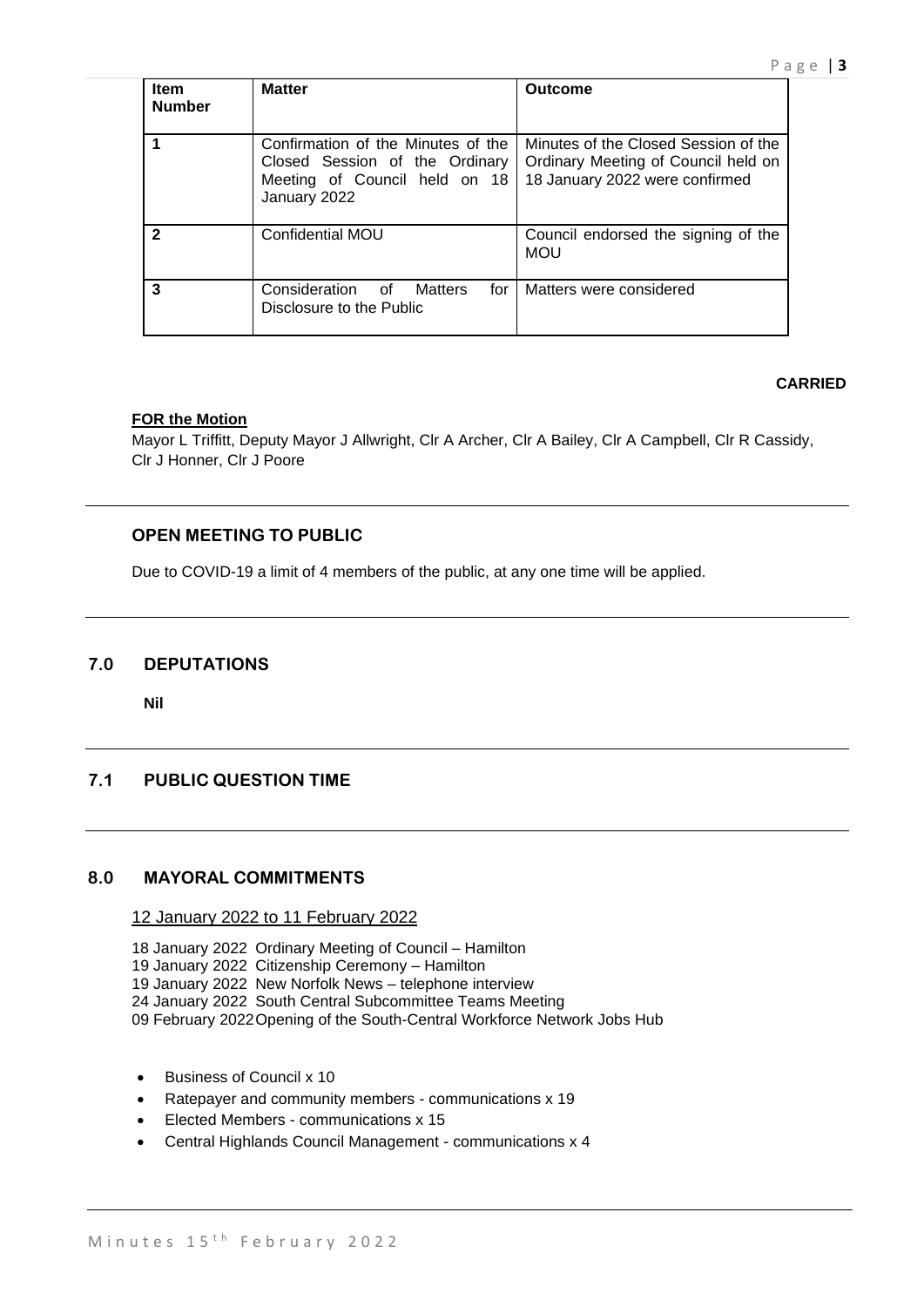| Item Number | Matter | Outcome |
|---|---|---|
| **1** | Confirmation of the Minutes of the Closed Session of the Ordinary Meeting of Council held on 18 January 2022 | Minutes of the Closed Session of the Ordinary Meeting of Council held on 18 January 2022 were confirmed |
| **2** | Confidential MOU | Council endorsed the signing of the MOU |
| **3** | Consideration of Matters for Disclosure to the Public | Matters were considered |

**CARRIED**

**FOR the Motion**

Mayor L Triffitt, Deputy Mayor J Allwright, Clr A Archer, Clr A Bailey, Clr A Campbell, Clr R Cassidy, Clr J Honner, Clr J Poore

---

## OPEN MEETING TO PUBLIC

Due to COVID-19 a limit of 4 members of the public, at any one time will be applied.

---

## 7.0 DEPUTATIONS

**Nil**

---

## 7.1 PUBLIC QUESTION TIME

---

## 8.0 MAYORAL COMMITMENTS

12 January 2022 to 11 February 2022

18 January 2022 Ordinary Meeting of Council – Hamilton
19 January 2022 Citizenship Ceremony – Hamilton
19 January 2022 New Norfolk News – telephone interview
24 January 2022 South Central Subcommittee Teams Meeting
09 February 2022 Opening of the South-Central Workforce Network Jobs Hub

- Business of Council x 10
- Ratepayer and community members - communications x 19
- Elected Members - communications x 15
- Central Highlands Council Management - communications x 4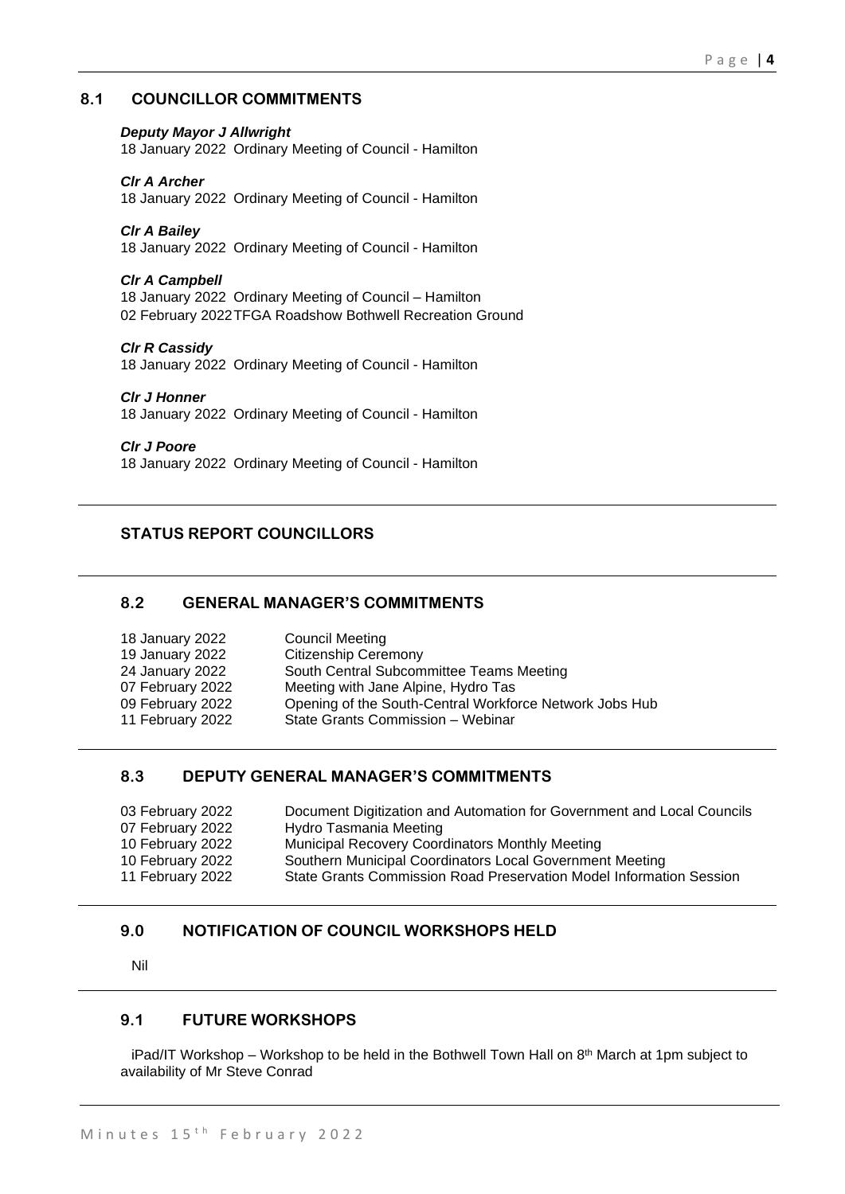## 8.1 COUNCILLOR COMMITMENTS

***Deputy Mayor J Allwright***
18 January 2022 Ordinary Meeting of Council - Hamilton

***Clr A Archer***
18 January 2022 Ordinary Meeting of Council - Hamilton

***Clr A Bailey***
18 January 2022 Ordinary Meeting of Council - Hamilton

***Clr A Campbell***
18 January 2022 Ordinary Meeting of Council – Hamilton
02 February 2022 TFGA Roadshow Bothwell Recreation Ground

***Clr R Cassidy***
18 January 2022 Ordinary Meeting of Council - Hamilton

***Clr J Honner***
18 January 2022 Ordinary Meeting of Council - Hamilton

***Clr J Poore***
18 January 2022 Ordinary Meeting of Council - Hamilton

## STATUS REPORT COUNCILLORS

## 8.2 GENERAL MANAGER'S COMMITMENTS

| | |
|---|---|
| 18 January 2022 | Council Meeting |
| 19 January 2022 | Citizenship Ceremony |
| 24 January 2022 | South Central Subcommittee Teams Meeting |
| 07 February 2022 | Meeting with Jane Alpine, Hydro Tas |
| 09 February 2022 | Opening of the South-Central Workforce Network Jobs Hub |
| 11 February 2022 | State Grants Commission – Webinar |

## 8.3 DEPUTY GENERAL MANAGER'S COMMITMENTS

| | |
|---|---|
| 03 February 2022 | Document Digitization and Automation for Government and Local Councils |
| 07 February 2022 | Hydro Tasmania Meeting |
| 10 February 2022 | Municipal Recovery Coordinators Monthly Meeting |
| 10 February 2022 | Southern Municipal Coordinators Local Government Meeting |
| 11 February 2022 | State Grants Commission Road Preservation Model Information Session |

## 9.0 NOTIFICATION OF COUNCIL WORKSHOPS HELD

Nil

## 9.1 FUTURE WORKSHOPS

iPad/IT Workshop – Workshop to be held in the Bothwell Town Hall on 8th March at 1pm subject to availability of Mr Steve Conrad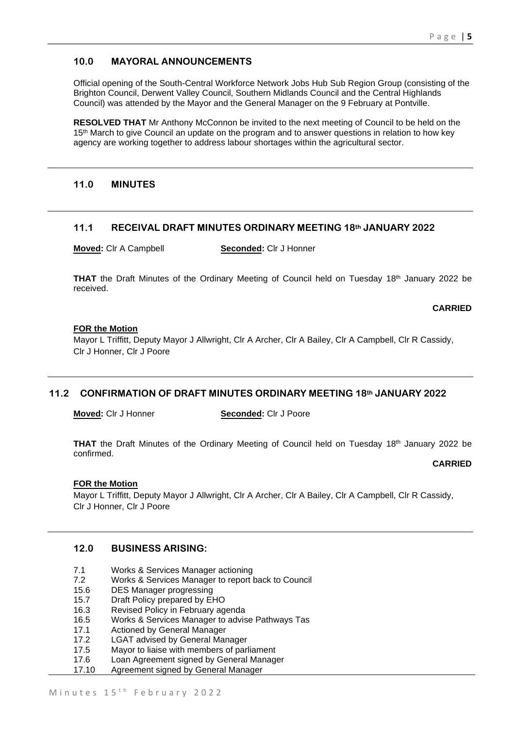## 10.0 MAYORAL ANNOUNCEMENTS

Official opening of the South-Central Workforce Network Jobs Hub Sub Region Group (consisting of the Brighton Council, Derwent Valley Council, Southern Midlands Council and the Central Highlands Council) was attended by the Mayor and the General Manager on the 9 February at Pontville.

**RESOLVED THAT** Mr Anthony McConnon be invited to the next meeting of Council to be held on the 15th March to give Council an update on the program and to answer questions in relation to how key agency are working together to address labour shortages within the agricultural sector.

## 11.0 MINUTES

### 11.1 RECEIVAL DRAFT MINUTES ORDINARY MEETING 18th JANUARY 2022

**Moved:** Clr A Campbell **Seconded:** Clr J Honner

**THAT** the Draft Minutes of the Ordinary Meeting of Council held on Tuesday 18th January 2022 be received.

**CARRIED**

**FOR the Motion**

Mayor L Triffitt, Deputy Mayor J Allwright, Clr A Archer, Clr A Bailey, Clr A Campbell, Clr R Cassidy, Clr J Honner, Clr J Poore

### 11.2 CONFIRMATION OF DRAFT MINUTES ORDINARY MEETING 18th JANUARY 2022

**Moved:** Clr J Honner **Seconded:** Clr J Poore

**THAT** the Draft Minutes of the Ordinary Meeting of Council held on Tuesday 18th January 2022 be confirmed.

**CARRIED**

**FOR the Motion**

Mayor L Triffitt, Deputy Mayor J Allwright, Clr A Archer, Clr A Bailey, Clr A Campbell, Clr R Cassidy, Clr J Honner, Clr J Poore

## 12.0 BUSINESS ARISING:

- 7.1 Works & Services Manager actioning
- 7.2 Works & Services Manager to report back to Council
- 15.6 DES Manager progressing
- 15.7 Draft Policy prepared by EHO
- 16.3 Revised Policy in February agenda
- 16.5 Works & Services Manager to advise Pathways Tas
- 17.1 Actioned by General Manager
- 17.2 LGAT advised by General Manager
- 17.5 Mayor to liaise with members of parliament
- 17.6 Loan Agreement signed by General Manager
- 17.10 Agreement signed by General Manager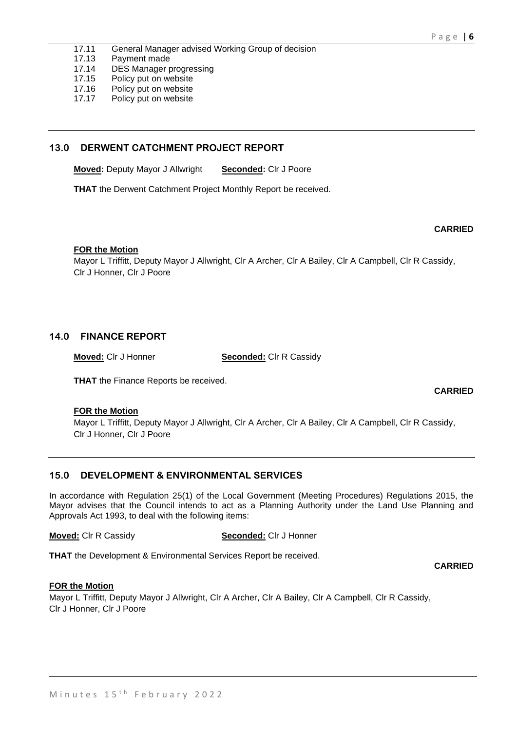17.11 General Manager advised Working Group of decision
17.13 Payment made
17.14 DES Manager progressing
17.15 Policy put on website
17.16 Policy put on website
17.17 Policy put on website

---

## 13.0 DERWENT CATCHMENT PROJECT REPORT

**Moved:** Deputy Mayor J Allwright **Seconded:** Clr J Poore

**THAT** the Derwent Catchment Project Monthly Report be received.

**CARRIED**

**FOR the Motion**
Mayor L Triffitt, Deputy Mayor J Allwright, Clr A Archer, Clr A Bailey, Clr A Campbell, Clr R Cassidy, Clr J Honner, Clr J Poore

---

## 14.0 FINANCE REPORT

**Moved:** Clr J Honner **Seconded:** Clr R Cassidy

**THAT** the Finance Reports be received.

**CARRIED**

**FOR the Motion**
Mayor L Triffitt, Deputy Mayor J Allwright, Clr A Archer, Clr A Bailey, Clr A Campbell, Clr R Cassidy, Clr J Honner, Clr J Poore

---

## 15.0 DEVELOPMENT & ENVIRONMENTAL SERVICES

In accordance with Regulation 25(1) of the Local Government (Meeting Procedures) Regulations 2015, the Mayor advises that the Council intends to act as a Planning Authority under the Land Use Planning and Approvals Act 1993, to deal with the following items:

**Moved:** Clr R Cassidy **Seconded:** Clr J Honner

**THAT** the Development & Environmental Services Report be received.

**CARRIED**

**FOR the Motion**
Mayor L Triffitt, Deputy Mayor J Allwright, Clr A Archer, Clr A Bailey, Clr A Campbell, Clr R Cassidy, Clr J Honner, Clr J Poore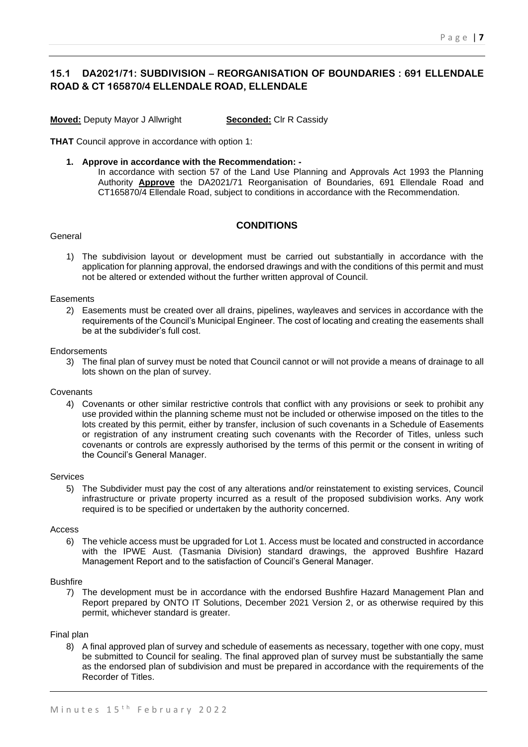## 15.1 DA2021/71: SUBDIVISION – REORGANISATION OF BOUNDARIES : 691 ELLENDALE ROAD & CT 165870/4 ELLENDALE ROAD, ELLENDALE

**Moved:** Deputy Mayor J Allwright **Seconded:** Clr R Cassidy

**THAT** Council approve in accordance with option 1:

**1. Approve in accordance with the Recommendation: -**

In accordance with section 57 of the Land Use Planning and Approvals Act 1993 the Planning Authority **Approve** the DA2021/71 Reorganisation of Boundaries, 691 Ellendale Road and CT165870/4 Ellendale Road, subject to conditions in accordance with the Recommendation.

### CONDITIONS

General

1) The subdivision layout or development must be carried out substantially in accordance with the application for planning approval, the endorsed drawings and with the conditions of this permit and must not be altered or extended without the further written approval of Council.

Easements

2) Easements must be created over all drains, pipelines, wayleaves and services in accordance with the requirements of the Council's Municipal Engineer. The cost of locating and creating the easements shall be at the subdivider's full cost.

Endorsements

3) The final plan of survey must be noted that Council cannot or will not provide a means of drainage to all lots shown on the plan of survey.

Covenants

4) Covenants or other similar restrictive controls that conflict with any provisions or seek to prohibit any use provided within the planning scheme must not be included or otherwise imposed on the titles to the lots created by this permit, either by transfer, inclusion of such covenants in a Schedule of Easements or registration of any instrument creating such covenants with the Recorder of Titles, unless such covenants or controls are expressly authorised by the terms of this permit or the consent in writing of the Council's General Manager.

Services

5) The Subdivider must pay the cost of any alterations and/or reinstatement to existing services, Council infrastructure or private property incurred as a result of the proposed subdivision works. Any work required is to be specified or undertaken by the authority concerned.

Access

6) The vehicle access must be upgraded for Lot 1. Access must be located and constructed in accordance with the IPWE Aust. (Tasmania Division) standard drawings, the approved Bushfire Hazard Management Report and to the satisfaction of Council's General Manager.

Bushfire

7) The development must be in accordance with the endorsed Bushfire Hazard Management Plan and Report prepared by ONTO IT Solutions, December 2021 Version 2, or as otherwise required by this permit, whichever standard is greater.

Final plan

8) A final approved plan of survey and schedule of easements as necessary, together with one copy, must be submitted to Council for sealing. The final approved plan of survey must be substantially the same as the endorsed plan of subdivision and must be prepared in accordance with the requirements of the Recorder of Titles.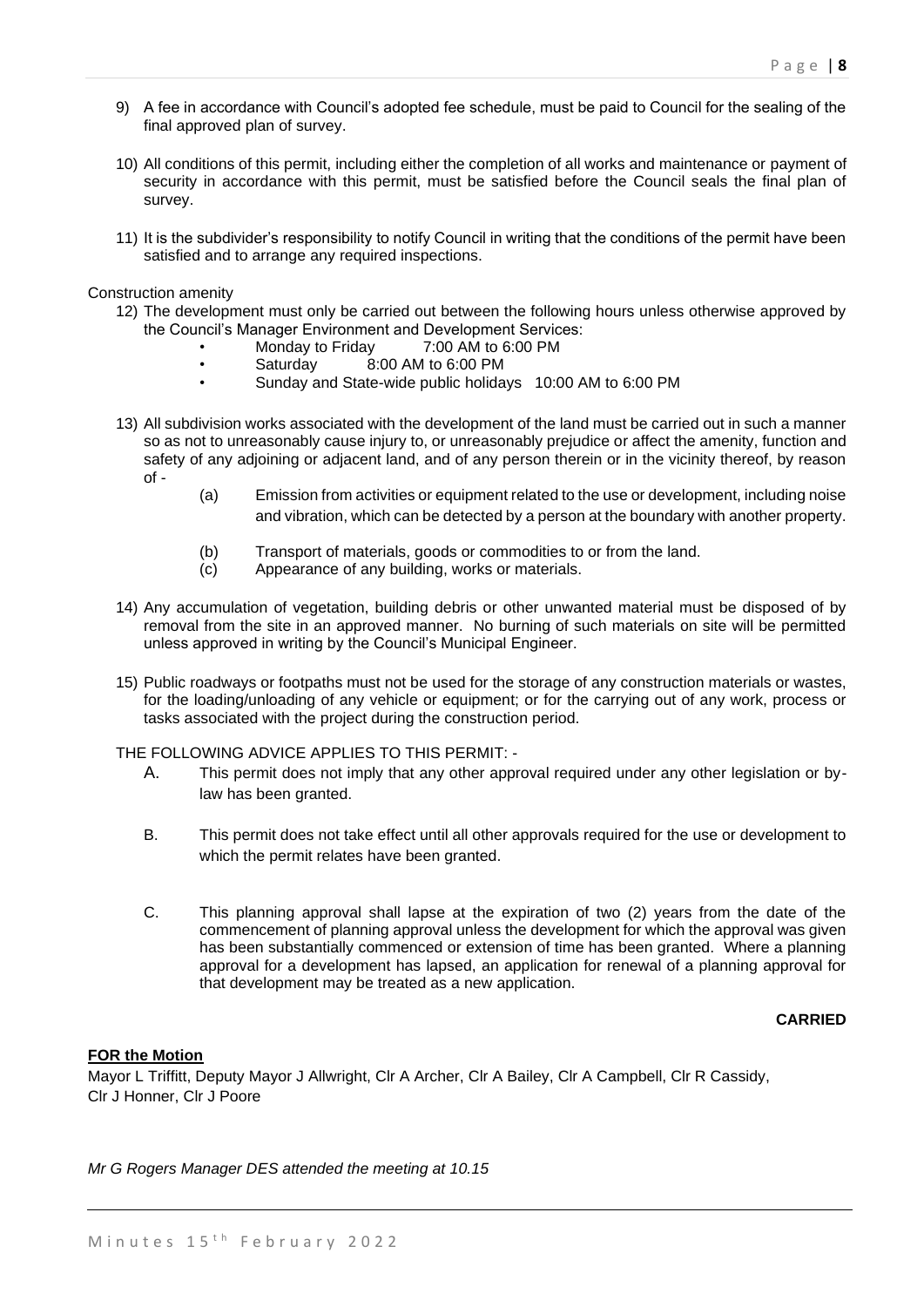9) A fee in accordance with Council's adopted fee schedule, must be paid to Council for the sealing of the final approved plan of survey.

10) All conditions of this permit, including either the completion of all works and maintenance or payment of security in accordance with this permit, must be satisfied before the Council seals the final plan of survey.

11) It is the subdivider's responsibility to notify Council in writing that the conditions of the permit have been satisfied and to arrange any required inspections.

Construction amenity

12) The development must only be carried out between the following hours unless otherwise approved by the Council's Manager Environment and Development Services:
    - Monday to Friday 7:00 AM to 6:00 PM
    - Saturday 8:00 AM to 6:00 PM
    - Sunday and State-wide public holidays 10:00 AM to 6:00 PM

13) All subdivision works associated with the development of the land must be carried out in such a manner so as not to unreasonably cause injury to, or unreasonably prejudice or affect the amenity, function and safety of any adjoining or adjacent land, and of any person therein or in the vicinity thereof, by reason of -
    (a) Emission from activities or equipment related to the use or development, including noise and vibration, which can be detected by a person at the boundary with another property.
    (b) Transport of materials, goods or commodities to or from the land.
    (c) Appearance of any building, works or materials.

14) Any accumulation of vegetation, building debris or other unwanted material must be disposed of by removal from the site in an approved manner. No burning of such materials on site will be permitted unless approved in writing by the Council's Municipal Engineer.

15) Public roadways or footpaths must not be used for the storage of any construction materials or wastes, for the loading/unloading of any vehicle or equipment; or for the carrying out of any work, process or tasks associated with the project during the construction period.

THE FOLLOWING ADVICE APPLIES TO THIS PERMIT: -

A. This permit does not imply that any other approval required under any other legislation or by-law has been granted.

B. This permit does not take effect until all other approvals required for the use or development to which the permit relates have been granted.

C. This planning approval shall lapse at the expiration of two (2) years from the date of the commencement of planning approval unless the development for which the approval was given has been substantially commenced or extension of time has been granted. Where a planning approval for a development has lapsed, an application for renewal of a planning approval for that development may be treated as a new application.

**CARRIED**

**FOR the Motion**

Mayor L Triffitt, Deputy Mayor J Allwright, Clr A Archer, Clr A Bailey, Clr A Campbell, Clr R Cassidy, Clr J Honner, Clr J Poore

*Mr G Rogers Manager DES attended the meeting at 10.15*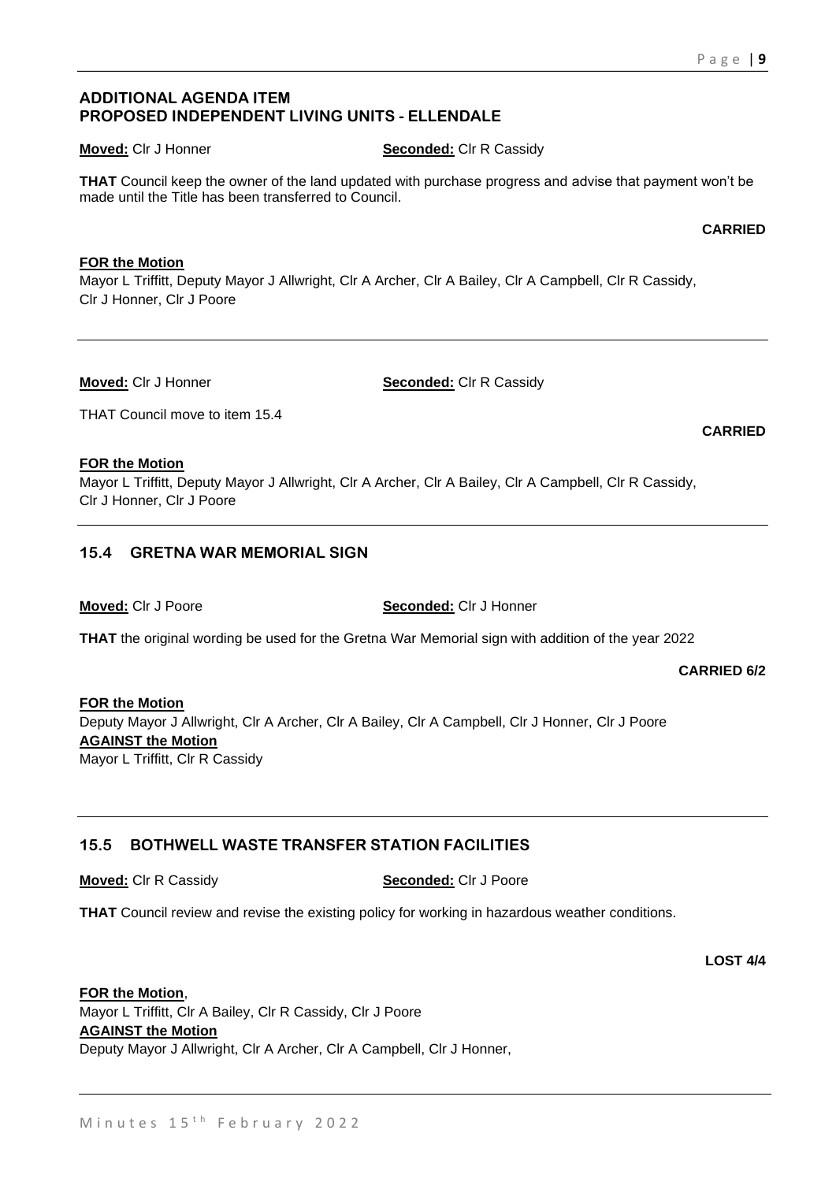## ADDITIONAL AGENDA ITEM
## PROPOSED INDEPENDENT LIVING UNITS - ELLENDALE

**Moved:** Clr J Honner **Seconded:** Clr R Cassidy

**THAT** Council keep the owner of the land updated with purchase progress and advise that payment won't be made until the Title has been transferred to Council.

**CARRIED**

**FOR the Motion**
Mayor L Triffitt, Deputy Mayor J Allwright, Clr A Archer, Clr A Bailey, Clr A Campbell, Clr R Cassidy, Clr J Honner, Clr J Poore

---

**Moved:** Clr J Honner **Seconded:** Clr R Cassidy

THAT Council move to item 15.4

**CARRIED**

**FOR the Motion**
Mayor L Triffitt, Deputy Mayor J Allwright, Clr A Archer, Clr A Bailey, Clr A Campbell, Clr R Cassidy, Clr J Honner, Clr J Poore

---

## 15.4 GRETNA WAR MEMORIAL SIGN

**Moved:** Clr J Poore **Seconded:** Clr J Honner

**THAT** the original wording be used for the Gretna War Memorial sign with addition of the year 2022

**CARRIED 6/2**

**FOR the Motion**
Deputy Mayor J Allwright, Clr A Archer, Clr A Bailey, Clr A Campbell, Clr J Honner, Clr J Poore
**AGAINST the Motion**
Mayor L Triffitt, Clr R Cassidy

---

## 15.5 BOTHWELL WASTE TRANSFER STATION FACILITIES

**Moved:** Clr R Cassidy **Seconded:** Clr J Poore

**THAT** Council review and revise the existing policy for working in hazardous weather conditions.

**LOST 4/4**

**FOR the Motion**,
Mayor L Triffitt, Clr A Bailey, Clr R Cassidy, Clr J Poore
**AGAINST the Motion**
Deputy Mayor J Allwright, Clr A Archer, Clr A Campbell, Clr J Honner,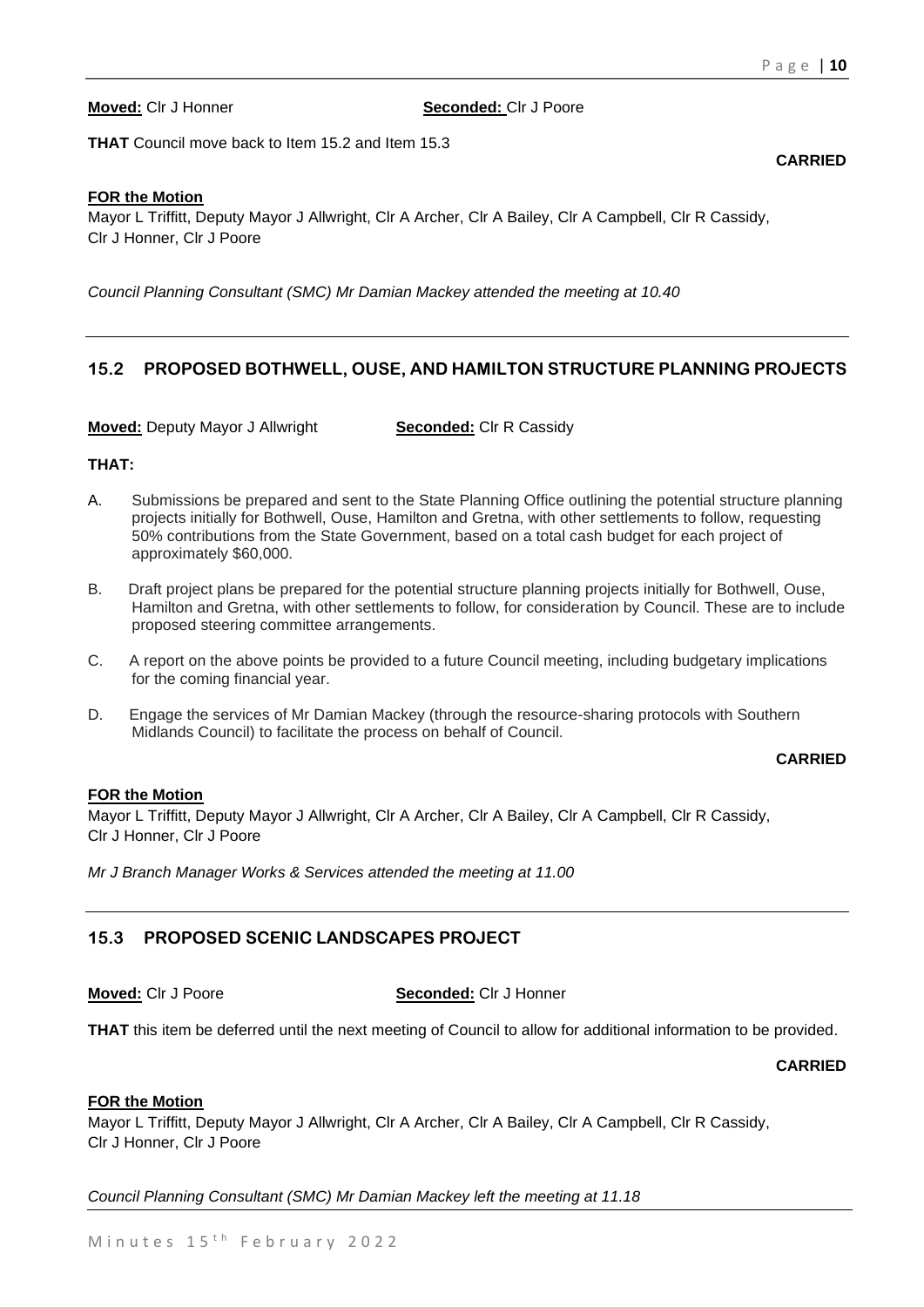**Moved:** Clr J Honner **Seconded:** Clr J Poore

**THAT** Council move back to Item 15.2 and Item 15.3

**CARRIED**

**FOR the Motion**

Mayor L Triffitt, Deputy Mayor J Allwright, Clr A Archer, Clr A Bailey, Clr A Campbell, Clr R Cassidy, Clr J Honner, Clr J Poore

*Council Planning Consultant (SMC) Mr Damian Mackey attended the meeting at 10.40*

## 15.2 PROPOSED BOTHWELL, OUSE, AND HAMILTON STRUCTURE PLANNING PROJECTS

**Moved:** Deputy Mayor J Allwright **Seconded:** Clr R Cassidy

**THAT:**

A. Submissions be prepared and sent to the State Planning Office outlining the potential structure planning projects initially for Bothwell, Ouse, Hamilton and Gretna, with other settlements to follow, requesting 50% contributions from the State Government, based on a total cash budget for each project of approximately $60,000.

B. Draft project plans be prepared for the potential structure planning projects initially for Bothwell, Ouse, Hamilton and Gretna, with other settlements to follow, for consideration by Council. These are to include proposed steering committee arrangements.

C. A report on the above points be provided to a future Council meeting, including budgetary implications for the coming financial year.

D. Engage the services of Mr Damian Mackey (through the resource-sharing protocols with Southern Midlands Council) to facilitate the process on behalf of Council.

**CARRIED**

**FOR the Motion**

Mayor L Triffitt, Deputy Mayor J Allwright, Clr A Archer, Clr A Bailey, Clr A Campbell, Clr R Cassidy, Clr J Honner, Clr J Poore

*Mr J Branch Manager Works & Services attended the meeting at 11.00*

## 15.3 PROPOSED SCENIC LANDSCAPES PROJECT

**Moved:** Clr J Poore **Seconded:** Clr J Honner

**THAT** this item be deferred until the next meeting of Council to allow for additional information to be provided.

**CARRIED**

**FOR the Motion**

Mayor L Triffitt, Deputy Mayor J Allwright, Clr A Archer, Clr A Bailey, Clr A Campbell, Clr R Cassidy, Clr J Honner, Clr J Poore

*Council Planning Consultant (SMC) Mr Damian Mackey left the meeting at 11.18*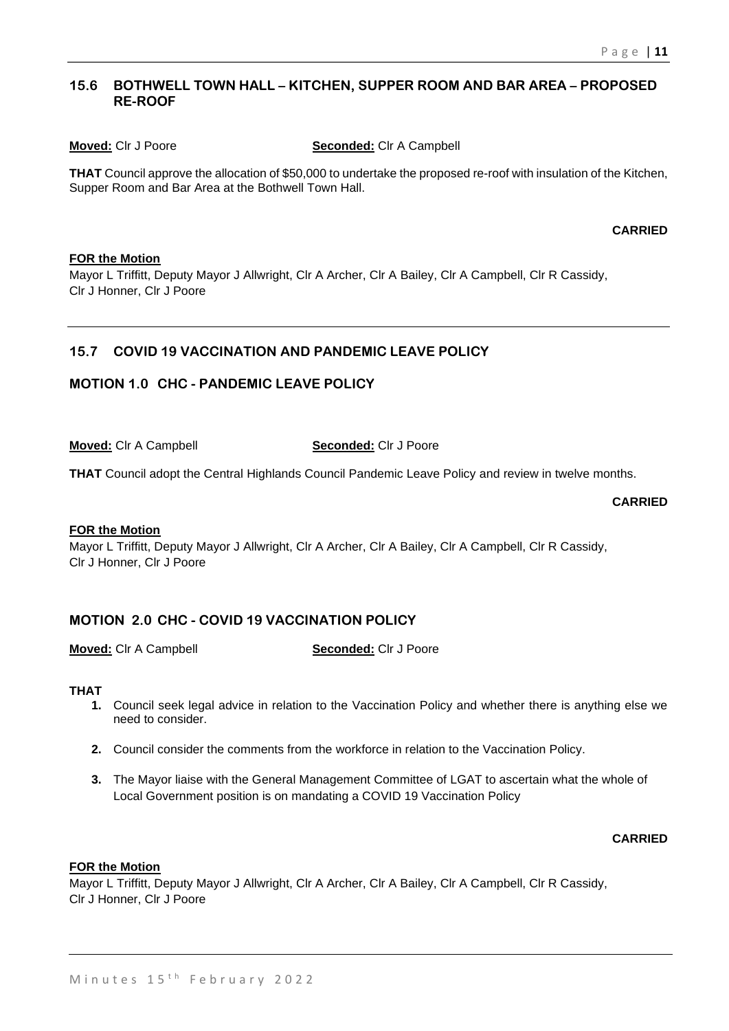## 15.6 BOTHWELL TOWN HALL – KITCHEN, SUPPER ROOM AND BAR AREA – PROPOSED RE-ROOF

**Moved:** Clr J Poore **Seconded:** Clr A Campbell

**THAT** Council approve the allocation of $50,000 to undertake the proposed re-roof with insulation of the Kitchen, Supper Room and Bar Area at the Bothwell Town Hall.

**CARRIED**

**FOR the Motion**
Mayor L Triffitt, Deputy Mayor J Allwright, Clr A Archer, Clr A Bailey, Clr A Campbell, Clr R Cassidy, Clr J Honner, Clr J Poore

---

## 15.7 COVID 19 VACCINATION AND PANDEMIC LEAVE POLICY

### MOTION 1.0 CHC - PANDEMIC LEAVE POLICY

**Moved:** Clr A Campbell **Seconded:** Clr J Poore

**THAT** Council adopt the Central Highlands Council Pandemic Leave Policy and review in twelve months.

**CARRIED**

**FOR the Motion**
Mayor L Triffitt, Deputy Mayor J Allwright, Clr A Archer, Clr A Bailey, Clr A Campbell, Clr R Cassidy, Clr J Honner, Clr J Poore

### MOTION 2.0 CHC - COVID 19 VACCINATION POLICY

**Moved:** Clr A Campbell **Seconded:** Clr J Poore

**THAT**

1. Council seek legal advice in relation to the Vaccination Policy and whether there is anything else we need to consider.
2. Council consider the comments from the workforce in relation to the Vaccination Policy.
3. The Mayor liaise with the General Management Committee of LGAT to ascertain what the whole of Local Government position is on mandating a COVID 19 Vaccination Policy

**CARRIED**

**FOR the Motion**
Mayor L Triffitt, Deputy Mayor J Allwright, Clr A Archer, Clr A Bailey, Clr A Campbell, Clr R Cassidy, Clr J Honner, Clr J Poore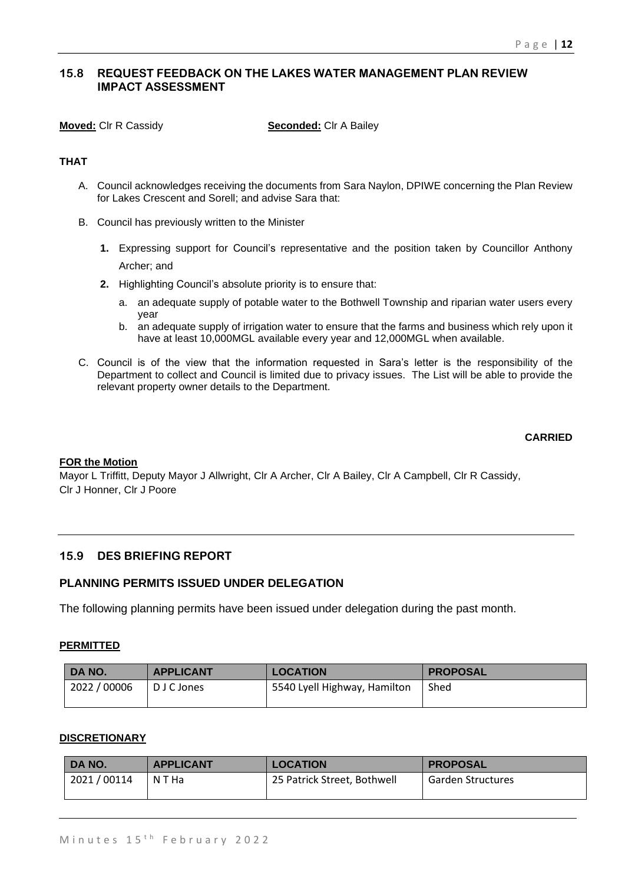## 15.8 REQUEST FEEDBACK ON THE LAKES WATER MANAGEMENT PLAN REVIEW IMPACT ASSESSMENT

**Moved:** Clr R Cassidy **Seconded:** Clr A Bailey

**THAT**

A. Council acknowledges receiving the documents from Sara Naylon, DPIWE concerning the Plan Review for Lakes Crescent and Sorell; and advise Sara that:

B. Council has previously written to the Minister

   **1.** Expressing support for Council's representative and the position taken by Councillor Anthony Archer; and

   **2.** Highlighting Council's absolute priority is to ensure that:

   a. an adequate supply of potable water to the Bothwell Township and riparian water users every year

   b. an adequate supply of irrigation water to ensure that the farms and business which rely upon it have at least 10,000MGL available every year and 12,000MGL when available.

C. Council is of the view that the information requested in Sara's letter is the responsibility of the Department to collect and Council is limited due to privacy issues. The List will be able to provide the relevant property owner details to the Department.

**CARRIED**

**FOR the Motion**
Mayor L Triffitt, Deputy Mayor J Allwright, Clr A Archer, Clr A Bailey, Clr A Campbell, Clr R Cassidy, Clr J Honner, Clr J Poore

## 15.9 DES BRIEFING REPORT

### PLANNING PERMITS ISSUED UNDER DELEGATION

The following planning permits have been issued under delegation during the past month.

**PERMITTED**

| DA NO. | APPLICANT | LOCATION | PROPOSAL |
|---|---|---|---|
| 2022 / 00006 | D J C Jones | 5540 Lyell Highway, Hamilton | Shed |

**DISCRETIONARY**

| DA NO. | APPLICANT | LOCATION | PROPOSAL |
|---|---|---|---|
| 2021 / 00114 | N T Ha | 25 Patrick Street, Bothwell | Garden Structures |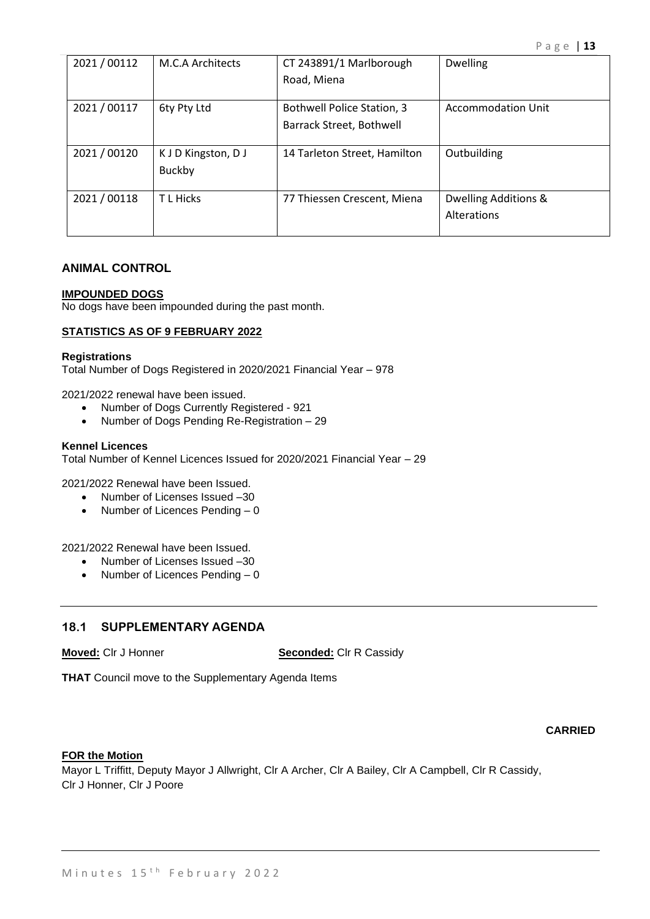| 2021 / 00112 | M.C.A Architects | CT 243891/1 Marlborough Road, Miena | Dwelling |
|---|---|---|---|
| 2021 / 00117 | 6ty Pty Ltd | Bothwell Police Station, 3 Barrack Street, Bothwell | Accommodation Unit |
| 2021 / 00120 | K J D Kingston, D J Buckby | 14 Tarleton Street, Hamilton | Outbuilding |
| 2021 / 00118 | T L Hicks | 77 Thiessen Crescent, Miena | Dwelling Additions & Alterations |

## ANIMAL CONTROL

**IMPOUNDED DOGS**

No dogs have been impounded during the past month.

**STATISTICS AS OF 9 FEBRUARY 2022**

**Registrations**

Total Number of Dogs Registered in 2020/2021 Financial Year – 978

2021/2022 renewal have been issued.

- Number of Dogs Currently Registered - 921
- Number of Dogs Pending Re-Registration – 29

**Kennel Licences**

Total Number of Kennel Licences Issued for 2020/2021 Financial Year – 29

2021/2022 Renewal have been Issued.

- Number of Licenses Issued –30
- Number of Licences Pending – 0

2021/2022 Renewal have been Issued.

- Number of Licenses Issued –30
- Number of Licences Pending – 0

## 18.1 SUPPLEMENTARY AGENDA

**Moved:** Clr J Honner **Seconded:** Clr R Cassidy

**THAT** Council move to the Supplementary Agenda Items

**CARRIED**

**FOR the Motion**

Mayor L Triffitt, Deputy Mayor J Allwright, Clr A Archer, Clr A Bailey, Clr A Campbell, Clr R Cassidy, Clr J Honner, Clr J Poore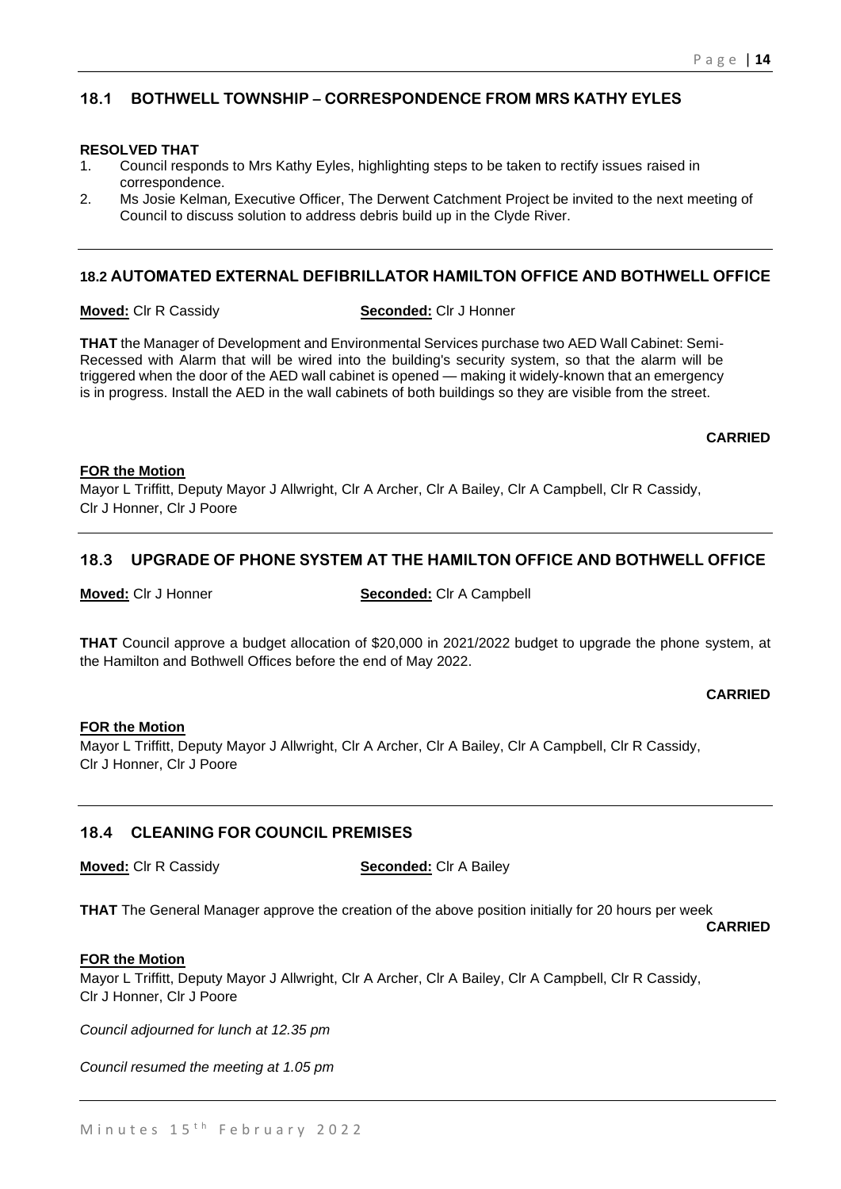## 18.1 BOTHWELL TOWNSHIP – CORRESPONDENCE FROM MRS KATHY EYLES

**RESOLVED THAT**

1. Council responds to Mrs Kathy Eyles, highlighting steps to be taken to rectify issues raised in correspondence.
2. Ms Josie Kelman, Executive Officer, The Derwent Catchment Project be invited to the next meeting of Council to discuss solution to address debris build up in the Clyde River.

---

## 18.2 AUTOMATED EXTERNAL DEFIBRILLATOR HAMILTON OFFICE AND BOTHWELL OFFICE

**Moved:** Clr R Cassidy **Seconded:** Clr J Honner

**THAT** the Manager of Development and Environmental Services purchase two AED Wall Cabinet: Semi-Recessed with Alarm that will be wired into the building's security system, so that the alarm will be triggered when the door of the AED wall cabinet is opened — making it widely-known that an emergency is in progress. Install the AED in the wall cabinets of both buildings so they are visible from the street.

**CARRIED**

**FOR the Motion**
Mayor L Triffitt, Deputy Mayor J Allwright, Clr A Archer, Clr A Bailey, Clr A Campbell, Clr R Cassidy, Clr J Honner, Clr J Poore

---

## 18.3 UPGRADE OF PHONE SYSTEM AT THE HAMILTON OFFICE AND BOTHWELL OFFICE

**Moved:** Clr J Honner **Seconded:** Clr A Campbell

**THAT** Council approve a budget allocation of $20,000 in 2021/2022 budget to upgrade the phone system, at the Hamilton and Bothwell Offices before the end of May 2022.

**CARRIED**

**FOR the Motion**
Mayor L Triffitt, Deputy Mayor J Allwright, Clr A Archer, Clr A Bailey, Clr A Campbell, Clr R Cassidy, Clr J Honner, Clr J Poore

---

## 18.4 CLEANING FOR COUNCIL PREMISES

**Moved:** Clr R Cassidy **Seconded:** Clr A Bailey

**THAT** The General Manager approve the creation of the above position initially for 20 hours per week

**CARRIED**

**FOR the Motion**
Mayor L Triffitt, Deputy Mayor J Allwright, Clr A Archer, Clr A Bailey, Clr A Campbell, Clr R Cassidy, Clr J Honner, Clr J Poore

*Council adjourned for lunch at 12.35 pm*

*Council resumed the meeting at 1.05 pm*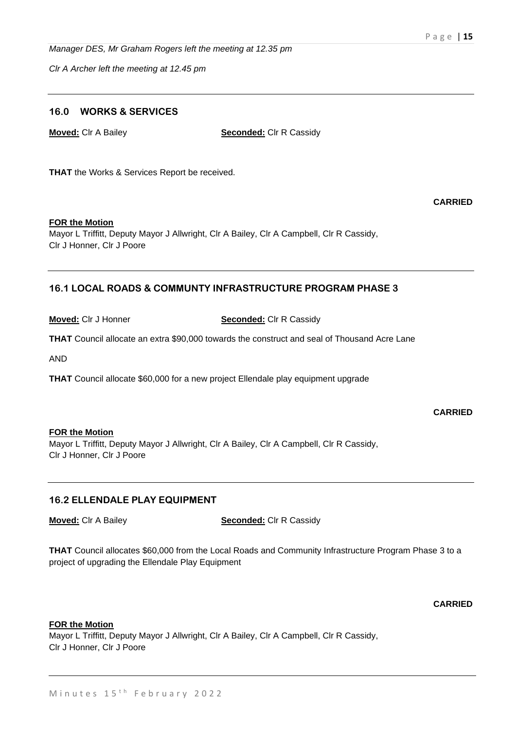*Manager DES, Mr Graham Rogers left the meeting at 12.35 pm*

*Clr A Archer left the meeting at 12.45 pm*

---

## 16.0 WORKS & SERVICES

**Moved:** Clr A Bailey **Seconded:** Clr R Cassidy

**THAT** the Works & Services Report be received.

**CARRIED**

**FOR the Motion**
Mayor L Triffitt, Deputy Mayor J Allwright, Clr A Bailey, Clr A Campbell, Clr R Cassidy, Clr J Honner, Clr J Poore

---

## 16.1 LOCAL ROADS & COMMUNTY INFRASTRUCTURE PROGRAM PHASE 3

**Moved:** Clr J Honner **Seconded:** Clr R Cassidy

**THAT** Council allocate an extra $90,000 towards the construct and seal of Thousand Acre Lane

AND

**THAT** Council allocate $60,000 for a new project Ellendale play equipment upgrade

**CARRIED**

**FOR the Motion**
Mayor L Triffitt, Deputy Mayor J Allwright, Clr A Bailey, Clr A Campbell, Clr R Cassidy, Clr J Honner, Clr J Poore

---

## 16.2 ELLENDALE PLAY EQUIPMENT

**Moved:** Clr A Bailey **Seconded:** Clr R Cassidy

**THAT** Council allocates $60,000 from the Local Roads and Community Infrastructure Program Phase 3 to a project of upgrading the Ellendale Play Equipment

**CARRIED**

**FOR the Motion**
Mayor L Triffitt, Deputy Mayor J Allwright, Clr A Bailey, Clr A Campbell, Clr R Cassidy, Clr J Honner, Clr J Poore

---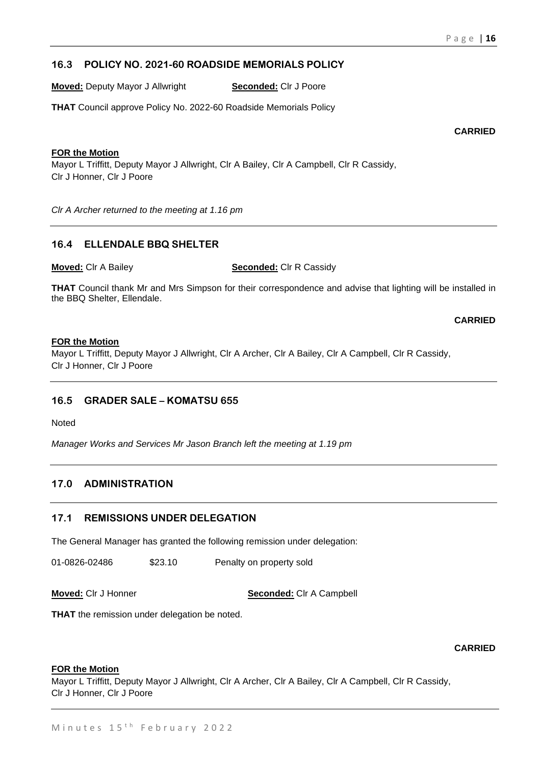## 16.3 POLICY NO. 2021-60 ROADSIDE MEMORIALS POLICY

**Moved:** Deputy Mayor J Allwright **Seconded:** Clr J Poore

**THAT** Council approve Policy No. 2022-60 Roadside Memorials Policy

**CARRIED**

**FOR the Motion**
Mayor L Triffitt, Deputy Mayor J Allwright, Clr A Bailey, Clr A Campbell, Clr R Cassidy, Clr J Honner, Clr J Poore

*Clr A Archer returned to the meeting at 1.16 pm*

---

## 16.4 ELLENDALE BBQ SHELTER

**Moved:** Clr A Bailey **Seconded:** Clr R Cassidy

**THAT** Council thank Mr and Mrs Simpson for their correspondence and advise that lighting will be installed in the BBQ Shelter, Ellendale.

**CARRIED**

**FOR the Motion**
Mayor L Triffitt, Deputy Mayor J Allwright, Clr A Archer, Clr A Bailey, Clr A Campbell, Clr R Cassidy, Clr J Honner, Clr J Poore

---

## 16.5 GRADER SALE – KOMATSU 655

Noted

*Manager Works and Services Mr Jason Branch left the meeting at 1.19 pm*

---

## 17.0 ADMINISTRATION

---

## 17.1 REMISSIONS UNDER DELEGATION

The General Manager has granted the following remission under delegation:

01-0826-02486 $23.10 Penalty on property sold

**Moved:** Clr J Honner **Seconded:** Clr A Campbell

**THAT** the remission under delegation be noted.

**CARRIED**

**FOR the Motion**
Mayor L Triffitt, Deputy Mayor J Allwright, Clr A Archer, Clr A Bailey, Clr A Campbell, Clr R Cassidy, Clr J Honner, Clr J Poore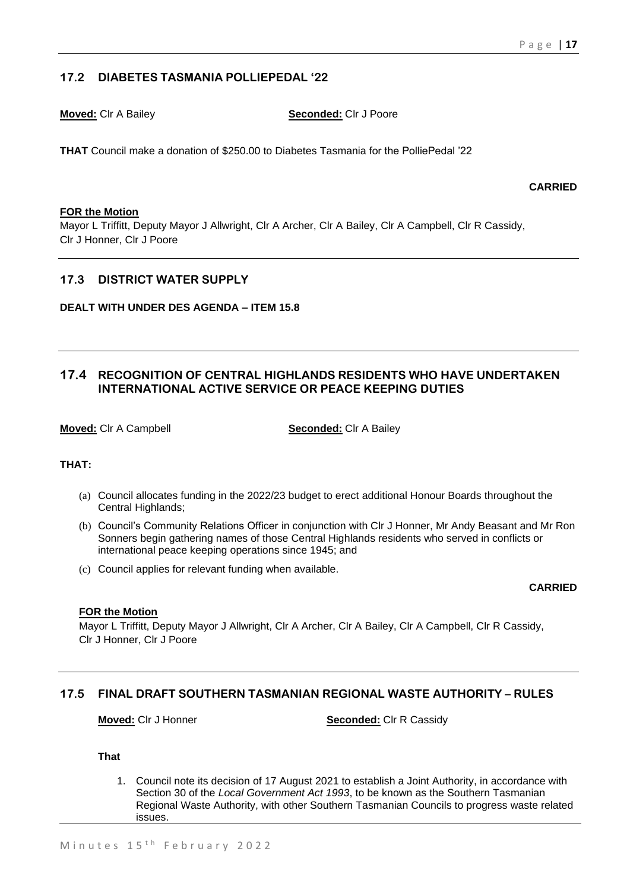## 17.2 DIABETES TASMANIA POLLIEPEDAL '22

**Moved:** Clr A Bailey **Seconded:** Clr J Poore

**THAT** Council make a donation of $250.00 to Diabetes Tasmania for the PolliePedal '22

**CARRIED**

**FOR the Motion**

Mayor L Triffitt, Deputy Mayor J Allwright, Clr A Archer, Clr A Bailey, Clr A Campbell, Clr R Cassidy, Clr J Honner, Clr J Poore

## 17.3 DISTRICT WATER SUPPLY

**DEALT WITH UNDER DES AGENDA – ITEM 15.8**

## 17.4 RECOGNITION OF CENTRAL HIGHLANDS RESIDENTS WHO HAVE UNDERTAKEN INTERNATIONAL ACTIVE SERVICE OR PEACE KEEPING DUTIES

**Moved:** Clr A Campbell **Seconded:** Clr A Bailey

**THAT:**

(a) Council allocates funding in the 2022/23 budget to erect additional Honour Boards throughout the Central Highlands;

(b) Council's Community Relations Officer in conjunction with Clr J Honner, Mr Andy Beasant and Mr Ron Sonners begin gathering names of those Central Highlands residents who served in conflicts or international peace keeping operations since 1945; and

(c) Council applies for relevant funding when available.

**CARRIED**

**FOR the Motion**

Mayor L Triffitt, Deputy Mayor J Allwright, Clr A Archer, Clr A Bailey, Clr A Campbell, Clr R Cassidy, Clr J Honner, Clr J Poore

## 17.5 FINAL DRAFT SOUTHERN TASMANIAN REGIONAL WASTE AUTHORITY – RULES

**Moved:** Clr J Honner **Seconded:** Clr R Cassidy

**That**

1. Council note its decision of 17 August 2021 to establish a Joint Authority, in accordance with Section 30 of the *Local Government Act 1993*, to be known as the Southern Tasmanian Regional Waste Authority, with other Southern Tasmanian Councils to progress waste related issues.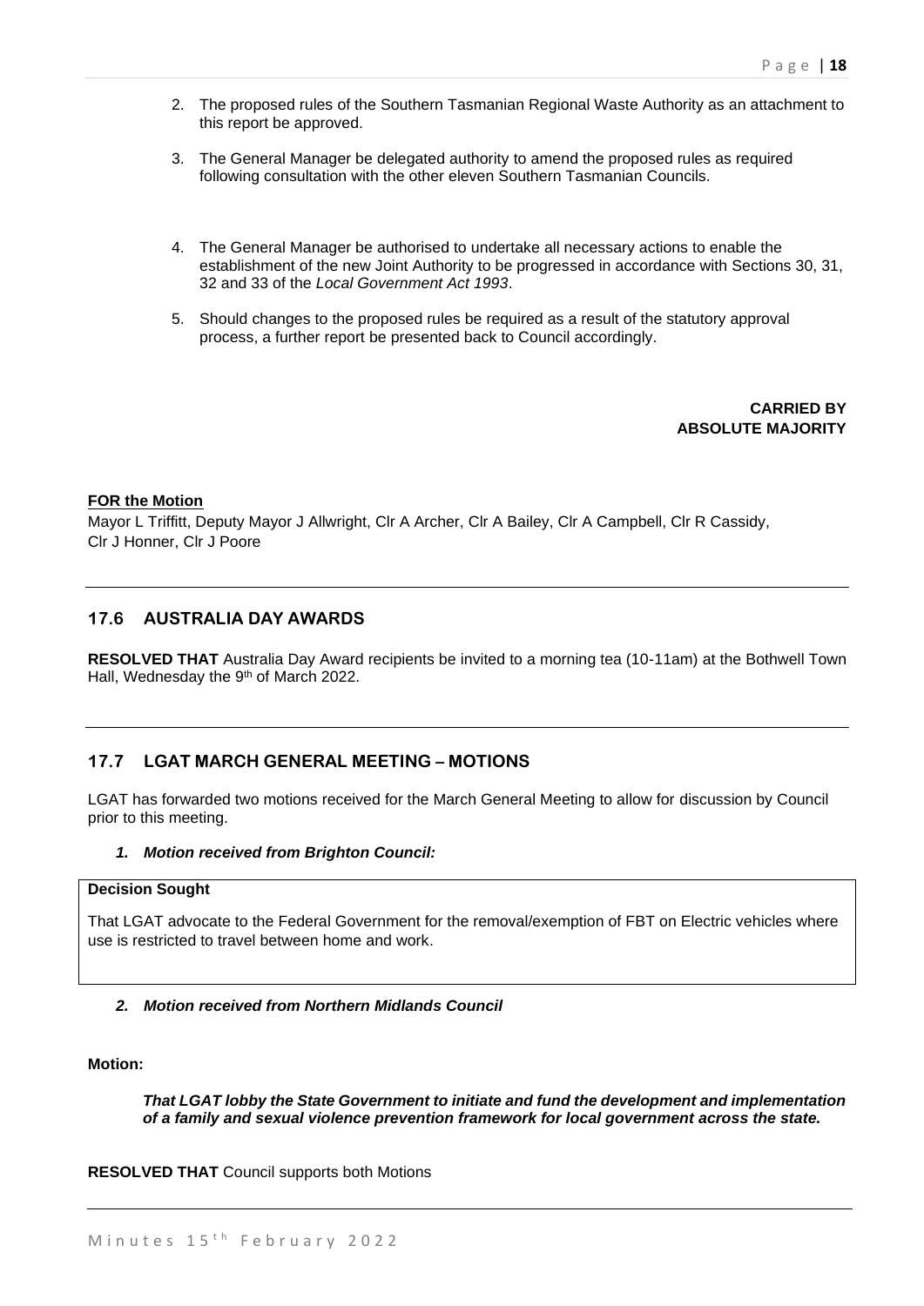2. The proposed rules of the Southern Tasmanian Regional Waste Authority as an attachment to this report be approved.

3. The General Manager be delegated authority to amend the proposed rules as required following consultation with the other eleven Southern Tasmanian Councils.

4. The General Manager be authorised to undertake all necessary actions to enable the establishment of the new Joint Authority to be progressed in accordance with Sections 30, 31, 32 and 33 of the *Local Government Act 1993*.

5. Should changes to the proposed rules be required as a result of the statutory approval process, a further report be presented back to Council accordingly.

**CARRIED BY ABSOLUTE MAJORITY**

**FOR the Motion**

Mayor L Triffitt, Deputy Mayor J Allwright, Clr A Archer, Clr A Bailey, Clr A Campbell, Clr R Cassidy, Clr J Honner, Clr J Poore

---

## 17.6 AUSTRALIA DAY AWARDS

**RESOLVED THAT** Australia Day Award recipients be invited to a morning tea (10-11am) at the Bothwell Town Hall, Wednesday the 9th of March 2022.

---

## 17.7 LGAT MARCH GENERAL MEETING – MOTIONS

LGAT has forwarded two motions received for the March General Meeting to allow for discussion by Council prior to this meeting.

***1. Motion received from Brighton Council:***

**Decision Sought**

That LGAT advocate to the Federal Government for the removal/exemption of FBT on Electric vehicles where use is restricted to travel between home and work.

***2. Motion received from Northern Midlands Council***

**Motion:**

***That LGAT lobby the State Government to initiate and fund the development and implementation of a family and sexual violence prevention framework for local government across the state.***

**RESOLVED THAT** Council supports both Motions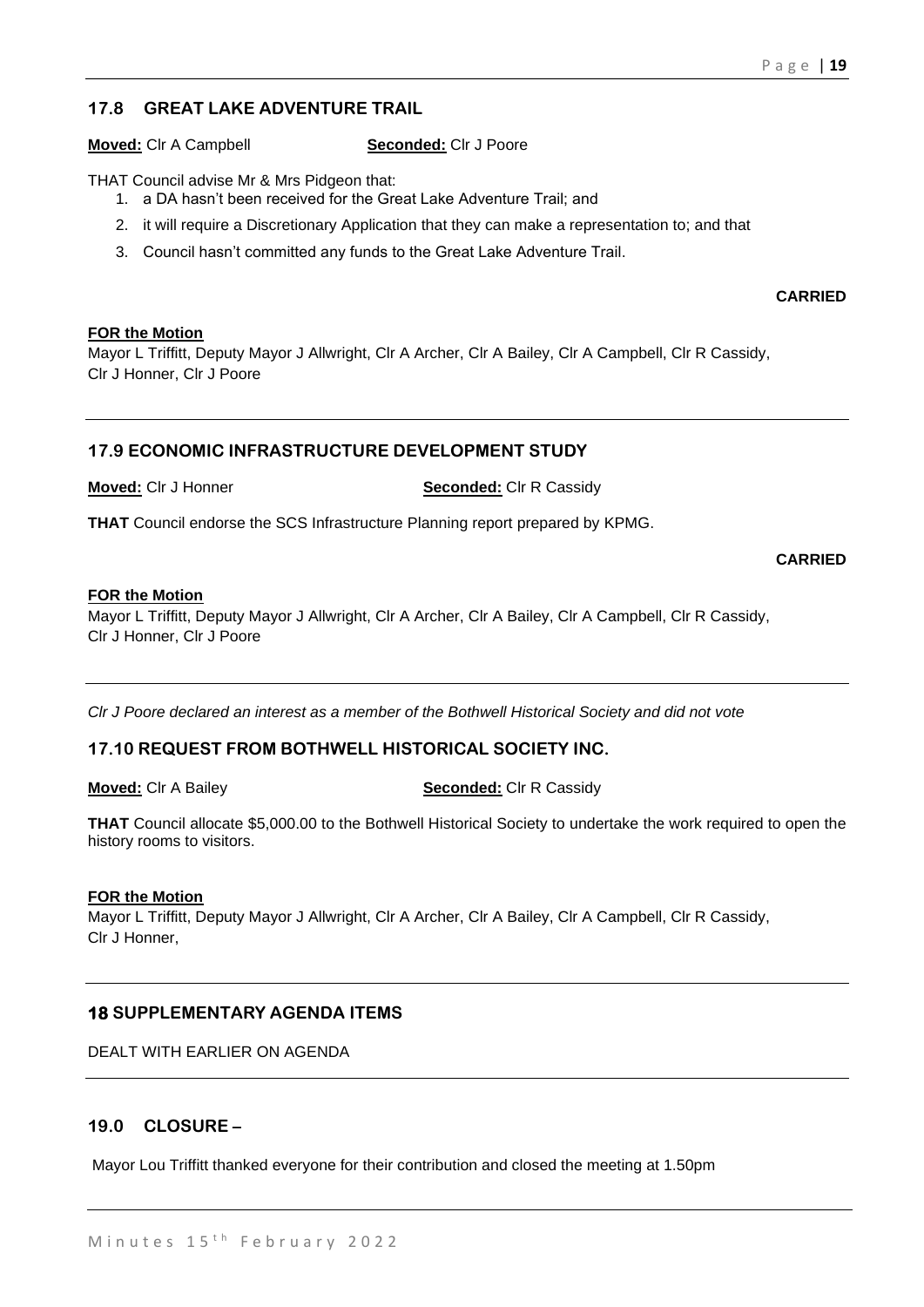## 17.8 GREAT LAKE ADVENTURE TRAIL

**Moved:** Clr A Campbell **Seconded:** Clr J Poore

THAT Council advise Mr & Mrs Pidgeon that:

1. a DA hasn't been received for the Great Lake Adventure Trail; and
2. it will require a Discretionary Application that they can make a representation to; and that
3. Council hasn't committed any funds to the Great Lake Adventure Trail.

**CARRIED**

**FOR the Motion**

Mayor L Triffitt, Deputy Mayor J Allwright, Clr A Archer, Clr A Bailey, Clr A Campbell, Clr R Cassidy, Clr J Honner, Clr J Poore

---

## 17.9 ECONOMIC INFRASTRUCTURE DEVELOPMENT STUDY

**Moved:** Clr J Honner **Seconded:** Clr R Cassidy

**THAT** Council endorse the SCS Infrastructure Planning report prepared by KPMG.

**CARRIED**

**FOR the Motion**

Mayor L Triffitt, Deputy Mayor J Allwright, Clr A Archer, Clr A Bailey, Clr A Campbell, Clr R Cassidy, Clr J Honner, Clr J Poore

---

*Clr J Poore declared an interest as a member of the Bothwell Historical Society and did not vote*

## 17.10 REQUEST FROM BOTHWELL HISTORICAL SOCIETY INC.

**Moved:** Clr A Bailey **Seconded:** Clr R Cassidy

**THAT** Council allocate $5,000.00 to the Bothwell Historical Society to undertake the work required to open the history rooms to visitors.

**FOR the Motion**

Mayor L Triffitt, Deputy Mayor J Allwright, Clr A Archer, Clr A Bailey, Clr A Campbell, Clr R Cassidy, Clr J Honner,

---

## 18 SUPPLEMENTARY AGENDA ITEMS

DEALT WITH EARLIER ON AGENDA

---

## 19.0 CLOSURE –

Mayor Lou Triffitt thanked everyone for their contribution and closed the meeting at 1.50pm